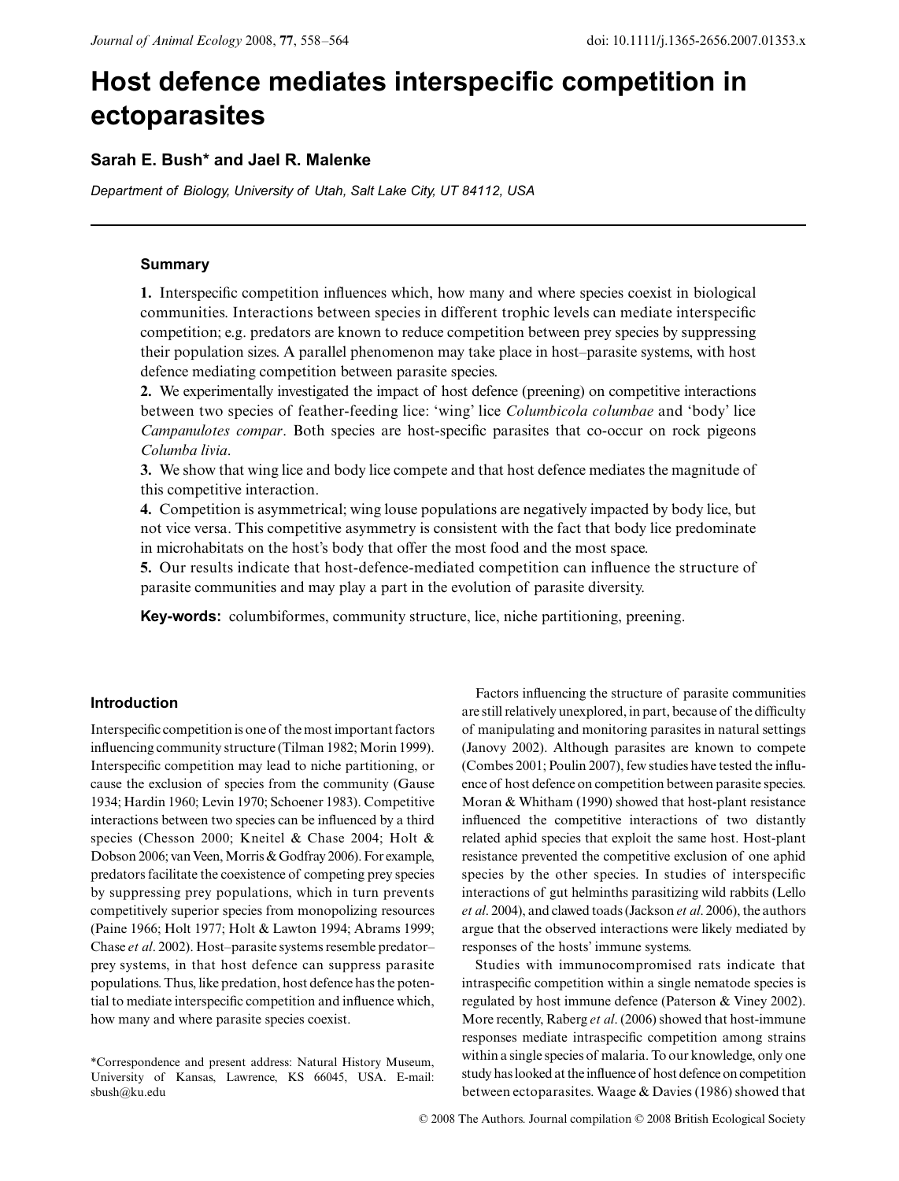# Host defence mediates interspecific competition in ectoparasites

**Sarah E. Bush\* and Jael R. Malenke**

*Department of Biology, University of Utah, Salt Lake City, UT 84112, USA*

## Summary

**1.** Interspecific competition influences which, how many and where species coexist in biological communities. Interactions between species in different trophic levels can mediate interspecific competition; e.g. predators are known to reduce competition between prey species by suppressing their population sizes. A parallel phenomenon may take place in host–parasite systems, with host defence mediating competition between parasite species.

**2.** We experimentally investigated the impact of host defence (preening) on competitive interactions between two species of feather-feeding lice: 'wing' lice *Columbicola columbae* and 'body' lice *Campanulotes compar*. Both species are host-specific parasites that co-occur on rock pigeons *Columba livia*.

**3.** We show that wing lice and body lice compete and that host defence mediates the magnitude of this competitive interaction.

**4.** Competition is asymmetrical; wing louse populations are negatively impacted by body lice, but not vice versa. This competitive asymmetry is consistent with the fact that body lice predominate in microhabitats on the host's body that offer the most food and the most space.

**5.** Our results indicate that host-defence-mediated competition can influence the structure of parasite communities and may play a part in the evolution of parasite diversity.

**Key-words:** columbiformes, community structure, lice, niche partitioning, preening.

## Introduction

Interspecific competition is one of the most important factors influencing community structure (Tilman 1982; Morin 1999). Interspecific competition may lead to niche partitioning, or cause the exclusion of species from the community (Gause 1934; Hardin 1960; Levin 1970; Schoener 1983). Competitive interactions between two species can be influenced by a third species (Chesson 2000; Kneitel & Chase 2004; Holt & Dobson 2006; van Veen, Morris & Godfray 2006). For example, predators facilitate the coexistence of competing prey species by suppressing prey populations, which in turn prevents competitively superior species from monopolizing resources (Paine 1966; Holt 1977; Holt & Lawton 1994; Abrams 1999; Chase *et al*. 2002). Host–parasite systems resemble predator–prey systems, in that host defence can suppress parasite populations. Thus, like predation, host defence has the potential to mediate interspecific competition and influence which, how many and where parasite species coexist.

Factors influencing the structure of parasite communities are still relatively unexplored, in part, because of the difficulty of manipulating and monitoring parasites in natural settings (Janovy 2002). Although parasites are known to compete (Combes 2001; Poulin 2007), few studies have tested the influence of host defence on competition between parasite species. Moran & Whitham (1990) showed that host-plant resistance influenced the competitive interactions of two distantly related aphid species that exploit the same host. Host-plant resistance prevented the competitive exclusion of one aphid species by the other species. In studies of interspecific interactions of gut helminths parasitizing wild rabbits (Lello *et al*. 2004), and clawed toads (Jackson *et al*. 2006), the authors argue that the observed interactions were likely mediated by responses of the hosts' immune systems.

Studies with immunocompromised rats indicate that intraspecific competition within a single nematode species is regulated by host immune defence (Paterson & Viney 2002). More recently, Raberg *et al*. (2006) showed that host-immune responses mediate intraspecific competition among strains within a single species of malaria. To our knowledge, only one study has looked at the influence of host defence on competition between ectoparasites. Waage & Davies (1986) showed that

\*Correspondence and present address: Natural History Museum, University of Kansas, Lawrence, KS 66045, USA. E-mail: sbush@ku.edu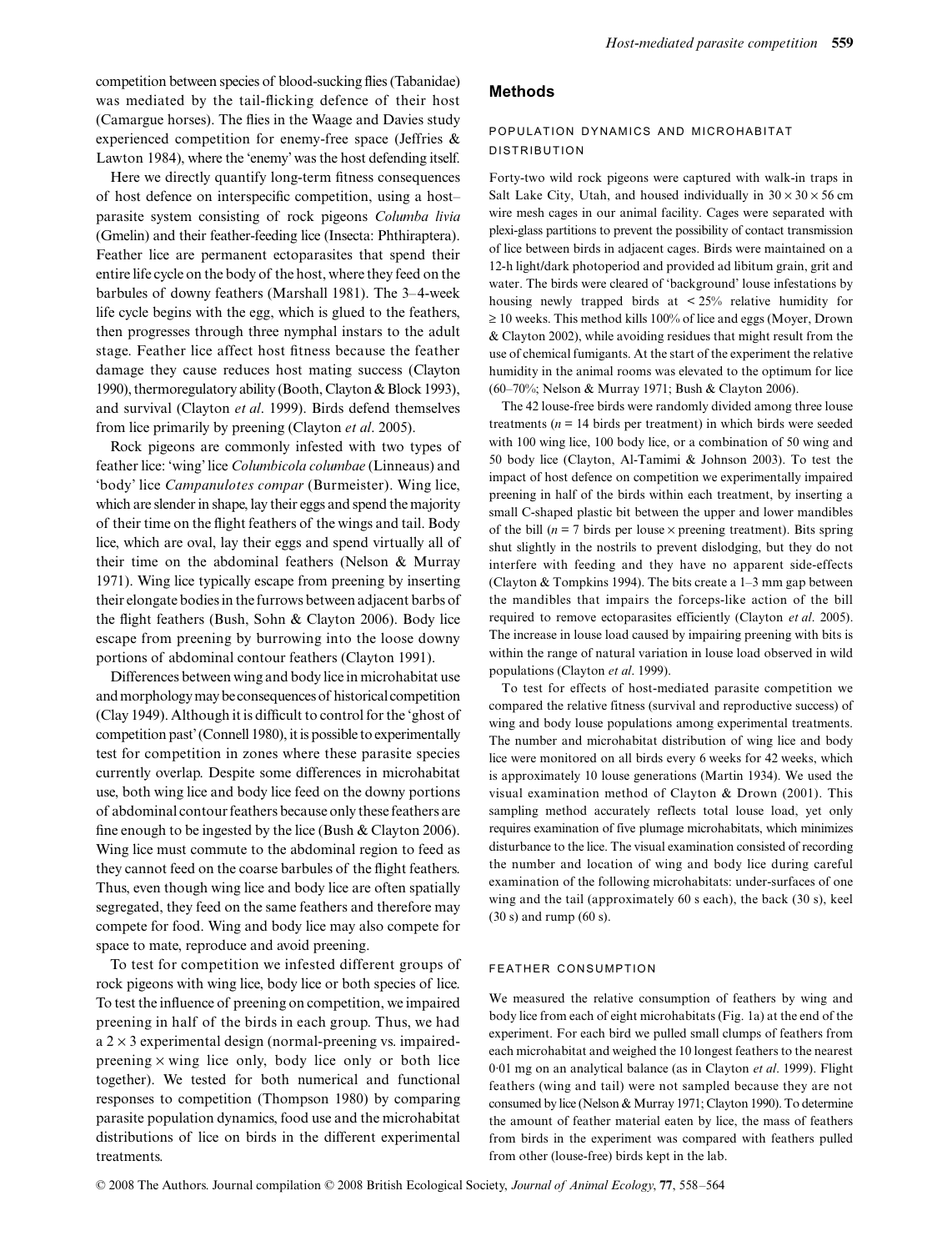competition between species of blood-sucking flies (Tabanidae) was mediated by the tail-flicking defence of their host (Camargue horses). The flies in the Waage and Davies study experienced competition for enemy-free space (Jeffries & Lawton 1984), where the 'enemy' was the host defending itself.

Here we directly quantify long-term fitness consequences of host defence on interspecific competition, using a host–parasite system consisting of rock pigeons *Columba livia* (Gmelin) and their feather-feeding lice (Insecta: Phthiraptera). Feather lice are permanent ectoparasites that spend their entire life cycle on the body of the host, where they feed on the barbules of downy feathers (Marshall 1981). The 3–4-week life cycle begins with the egg, which is glued to the feathers, then progresses through three nymphal instars to the adult stage. Feather lice affect host fitness because the feather damage they cause reduces host mating success (Clayton 1990), thermoregulatory ability (Booth, Clayton & Block 1993), and survival (Clayton *et al*. 1999). Birds defend themselves from lice primarily by preening (Clayton *et al*. 2005).

Rock pigeons are commonly infested with two types of feather lice: 'wing' lice *Columbicola columbae* (Linneaus) and 'body' lice *Campanulotes compar* (Burmeister). Wing lice, which are slender in shape, lay their eggs and spend the majority of their time on the flight feathers of the wings and tail. Body lice, which are oval, lay their eggs and spend virtually all of their time on the abdominal feathers (Nelson & Murray 1971). Wing lice typically escape from preening by inserting their elongate bodies in the furrows between adjacent barbs of the flight feathers (Bush, Sohn & Clayton 2006). Body lice escape from preening by burrowing into the loose downy portions of abdominal contour feathers (Clayton 1991).

Differences between wing and body lice in microhabitat use and morphology may be consequences of historical competition (Clay 1949). Although it is difficult to control for the 'ghost of competition past' (Connell 1980), it is possible to experimentally test for competition in zones where these parasite species currently overlap. Despite some differences in microhabitat use, both wing lice and body lice feed on the downy portions of abdominal contour feathers because only these feathers are fine enough to be ingested by the lice (Bush & Clayton 2006). Wing lice must commute to the abdominal region to feed as they cannot feed on the coarse barbules of the flight feathers. Thus, even though wing lice and body lice are often spatially segregated, they feed on the same feathers and therefore may compete for food. Wing and body lice may also compete for space to mate, reproduce and avoid preening.

To test for competition we infested different groups of rock pigeons with wing lice, body lice or both species of lice. To test the influence of preening on competition, we impaired preening in half of the birds in each group. Thus, we had a $2 \times 3$ experimental design (normal-preening vs. impaired-preening $\times$ wing lice only, body lice only or both lice together). We tested for both numerical and functional responses to competition (Thompson 1980) by comparing parasite population dynamics, food use and the microhabitat distributions of lice on birds in the different experimental treatments.

## Methods

### POPULATION DYNAMICS AND MICROHABITAT DISTRIBUTION

Forty-two wild rock pigeons were captured with walk-in traps in Salt Lake City, Utah, and housed individually in $30 \times 30 \times 56$ cm wire mesh cages in our animal facility. Cages were separated with plexi-glass partitions to prevent the possibility of contact transmission of lice between birds in adjacent cages. Birds were maintained on a 12-h light/dark photoperiod and provided ad libitum grain, grit and water. The birds were cleared of 'background' louse infestations by housing newly trapped birds at < 25% relative humidity for ≥ 10 weeks. This method kills 100% of lice and eggs (Moyer, Drown & Clayton 2002), while avoiding residues that might result from the use of chemical fumigants. At the start of the experiment the relative humidity in the animal rooms was elevated to the optimum for lice (60–70%; Nelson & Murray 1971; Bush & Clayton 2006).

The 42 louse-free birds were randomly divided among three louse treatments ($n = 14$ birds per treatment) in which birds were seeded with 100 wing lice, 100 body lice, or a combination of 50 wing and 50 body lice (Clayton, Al-Tamimi & Johnson 2003). To test the impact of host defence on competition we experimentally impaired preening in half of the birds within each treatment, by inserting a small C-shaped plastic bit between the upper and lower mandibles of the bill ($n = 7$ birds per louse $\times$ preening treatment). Bits spring shut slightly in the nostrils to prevent dislodging, but they do not interfere with feeding and they have no apparent side-effects (Clayton & Tompkins 1994). The bits create a 1–3 mm gap between the mandibles that impairs the forceps-like action of the bill required to remove ectoparasites efficiently (Clayton *et al*. 2005). The increase in louse load caused by impairing preening with bits is within the range of natural variation in louse load observed in wild populations (Clayton *et al*. 1999).

To test for effects of host-mediated parasite competition we compared the relative fitness (survival and reproductive success) of wing and body louse populations among experimental treatments. The number and microhabitat distribution of wing lice and body lice were monitored on all birds every 6 weeks for 42 weeks, which is approximately 10 louse generations (Martin 1934). We used the visual examination method of Clayton & Drown (2001). This sampling method accurately reflects total louse load, yet only requires examination of five plumage microhabitats, which minimizes disturbance to the lice. The visual examination consisted of recording the number and location of wing and body lice during careful examination of the following microhabitats: under-surfaces of one wing and the tail (approximately 60 s each), the back (30 s), keel (30 s) and rump (60 s).

### FEATHER CONSUMPTION

We measured the relative consumption of feathers by wing and body lice from each of eight microhabitats (Fig. 1a) at the end of the experiment. For each bird we pulled small clumps of feathers from each microhabitat and weighed the 10 longest feathers to the nearest 0·01 mg on an analytical balance (as in Clayton *et al*. 1999). Flight feathers (wing and tail) were not sampled because they are not consumed by lice (Nelson & Murray 1971; Clayton 1990). To determine the amount of feather material eaten by lice, the mass of feathers from birds in the experiment was compared with feathers pulled from other (louse-free) birds kept in the lab.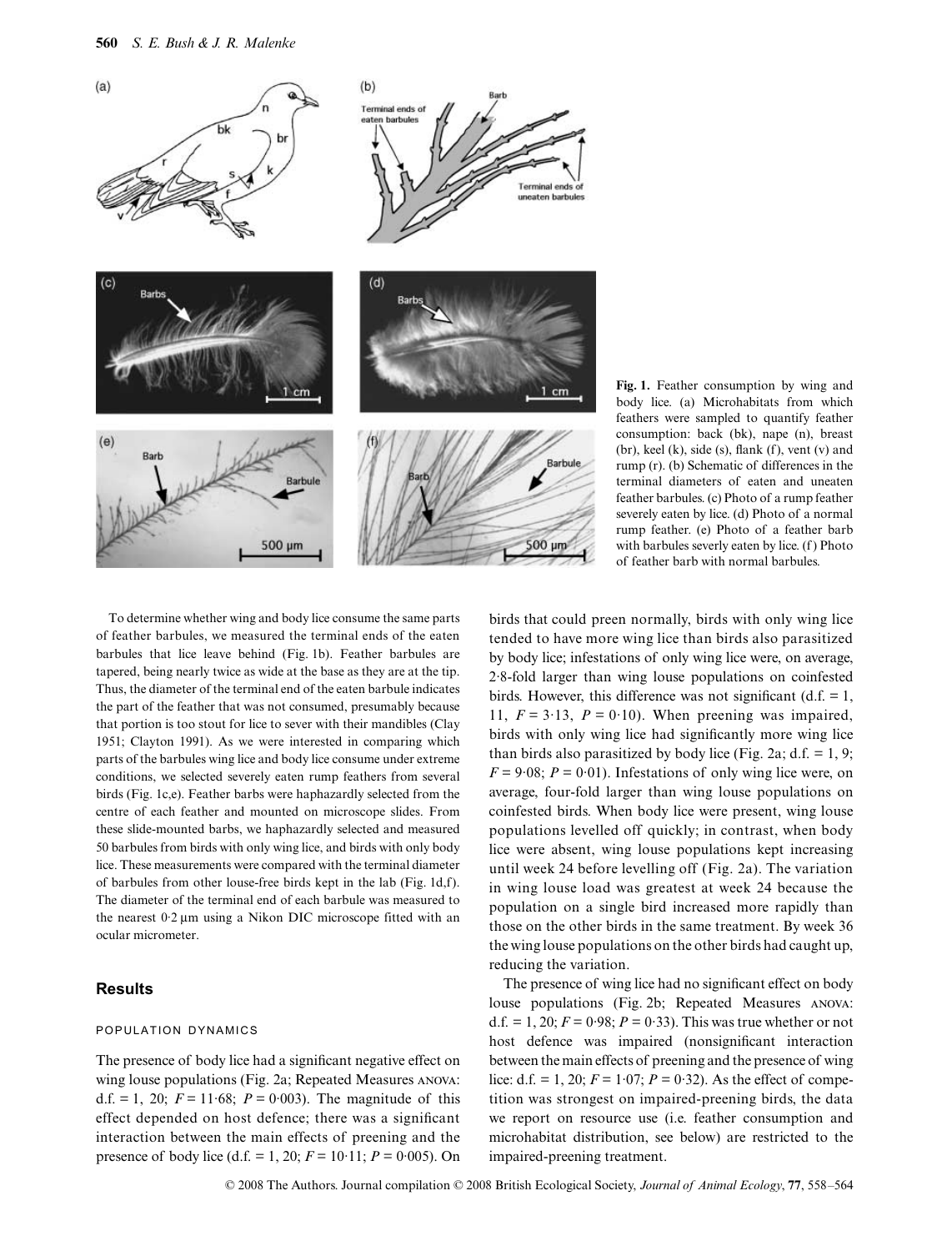**Fig. 1.** Feather consumption by wing and body lice. (a) Microhabitats from which feathers were sampled to quantify feather consumption: back (bk), nape (n), breast (br), keel (k), side (s), flank (f), vent (v) and rump (r). (b) Schematic of differences in the terminal diameters of eaten and uneaten feather barbules. (c) Photo of a rump feather severely eaten by lice. (d) Photo of a normal rump feather. (e) Photo of a feather barb with barbules severly eaten by lice. (f) Photo of feather barb with normal barbules.

To determine whether wing and body lice consume the same parts of feather barbules, we measured the terminal ends of the eaten barbules that lice leave behind (Fig. 1b). Feather barbules are tapered, being nearly twice as wide at the base as they are at the tip. Thus, the diameter of the terminal end of the eaten barbule indicates the part of the feather that was not consumed, presumably because that portion is too stout for lice to sever with their mandibles (Clay 1951; Clayton 1991). As we were interested in comparing which parts of the barbules wing lice and body lice consume under extreme conditions, we selected severely eaten rump feathers from several birds (Fig. 1c,e). Feather barbs were haphazardly selected from the centre of each feather and mounted on microscope slides. From these slide-mounted barbs, we haphazardly selected and measured 50 barbules from birds with only wing lice, and birds with only body lice. These measurements were compared with the terminal diameter of barbules from other louse-free birds kept in the lab (Fig. 1d,f). The diameter of the terminal end of each barbule was measured to the nearest 0·2 μm using a Nikon DIC microscope fitted with an ocular micrometer.

## Results

### POPULATION DYNAMICS

The presence of body lice had a significant negative effect on wing louse populations (Fig. 2a; Repeated Measures ANOVA: d.f. = 1, 20; $F = 11{\cdot}68$; $P = 0{\cdot}003$). The magnitude of this effect depended on host defence; there was a significant interaction between the main effects of preening and the presence of body lice (d.f. = 1, 20; $F = 10{\cdot}11$; $P = 0{\cdot}005$). On birds that could preen normally, birds with only wing lice tended to have more wing lice than birds also parasitized by body lice; infestations of only wing lice were, on average, 2·8-fold larger than wing louse populations on coinfested birds. However, this difference was not significant (d.f. = 1, 11, $F = 3{\cdot}13$, $P = 0{\cdot}10$). When preening was impaired, birds with only wing lice had significantly more wing lice than birds also parasitized by body lice (Fig. 2a; d.f. = 1, 9; $F = 9{\cdot}08$; $P = 0{\cdot}01$). Infestations of only wing lice were, on average, four-fold larger than wing louse populations on coinfested birds. When body lice were present, wing louse populations levelled off quickly; in contrast, when body lice were absent, wing louse populations kept increasing until week 24 before levelling off (Fig. 2a). The variation in wing louse load was greatest at week 24 because the population on a single bird increased more rapidly than those on the other birds in the same treatment. By week 36 the wing louse populations on the other birds had caught up, reducing the variation.

The presence of wing lice had no significant effect on body louse populations (Fig. 2b; Repeated Measures ANOVA: d.f. = 1, 20; $F = 0{\cdot}98$; $P = 0{\cdot}33$). This was true whether or not host defence was impaired (nonsignificant interaction between the main effects of preening and the presence of wing lice: d.f. = 1, 20; $F = 1{\cdot}07$; $P = 0{\cdot}32$). As the effect of competition was strongest on impaired-preening birds, the data we report on resource use (i.e. feather consumption and microhabitat distribution, see below) are restricted to the impaired-preening treatment.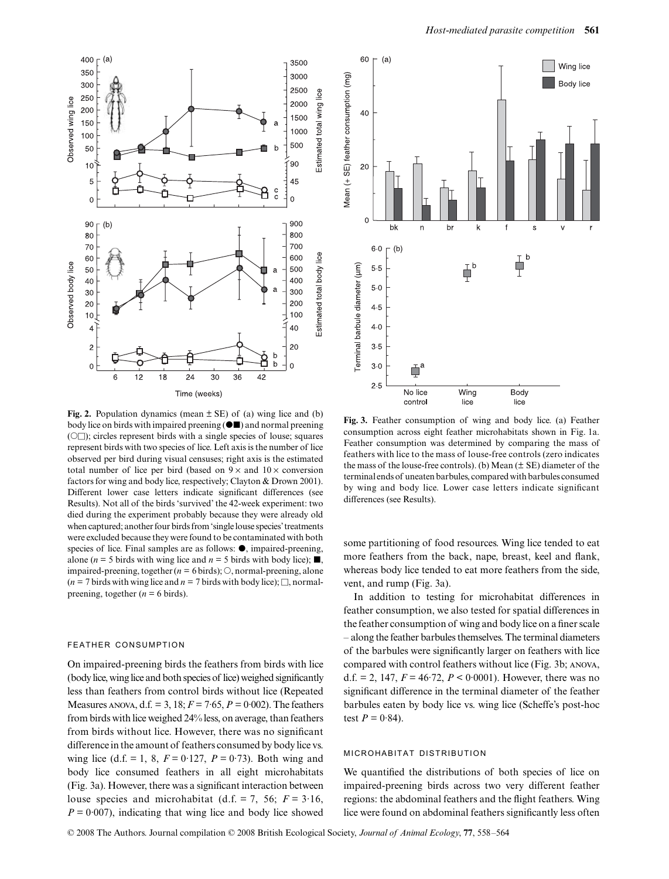**Fig. 2.** Population dynamics (mean ± SE) of (a) wing lice and (b) body lice on birds with impaired preening (●■) and normal preening (○□); circles represent birds with a single species of louse; squares represent birds with two species of lice. Left axis is the number of lice observed per bird during visual censuses; right axis is the estimated total number of lice per bird (based on 9 × and 10 × conversion factors for wing and body lice, respectively; Clayton & Drown 2001). Different lower case letters indicate significant differences (see Results). Not all of the birds 'survived' the 42-week experiment: two died during the experiment probably because they were already old when captured; another four birds from 'single louse species' treatments were excluded because they were found to be contaminated with both species of lice. Final samples are as follows: ●, impaired-preening, alone ($n = 5$ birds with wing lice and $n = 5$ birds with body lice); ■, impaired-preening, together ($n = 6$ birds); ○, normal-preening, alone ($n = 7$ birds with wing lice and $n = 7$ birds with body lice); □, normal-preening, together ($n = 6$ birds).

**Fig. 3.** Feather consumption of wing and body lice. (a) Feather consumption across eight feather microhabitats shown in Fig. 1a. Feather consumption was determined by comparing the mass of feathers with lice to the mass of louse-free controls (zero indicates the mass of the louse-free controls). (b) Mean (± SE) diameter of the terminal ends of uneaten barbules, compared with barbules consumed by wing and body lice. Lower case letters indicate significant differences (see Results).

### FEATHER CONSUMPTION

On impaired-preening birds the feathers from birds with lice (body lice, wing lice and both species of lice) weighed significantly less than feathers from control birds without lice (Repeated Measures ANOVA, d.f. = 3, 18; $F = 7{\cdot}65$, $P = 0{\cdot}002$). The feathers from birds with lice weighed 24% less, on average, than feathers from birds without lice. However, there was no significant difference in the amount of feathers consumed by body lice vs. wing lice (d.f. = 1, 8, $F = 0{\cdot}127$, $P = 0{\cdot}73$). Both wing and body lice consumed feathers in all eight microhabitats (Fig. 3a). However, there was a significant interaction between louse species and microhabitat (d.f. = 7, 56; $F = 3{\cdot}16$, $P = 0{\cdot}007$), indicating that wing lice and body lice showed some partitioning of food resources. Wing lice tended to eat more feathers from the back, nape, breast, keel and flank, whereas body lice tended to eat more feathers from the side, vent, and rump (Fig. 3a).

In addition to testing for microhabitat differences in feather consumption, we also tested for spatial differences in the feather consumption of wing and body lice on a finer scale – along the feather barbules themselves. The terminal diameters of the barbules were significantly larger on feathers with lice compared with control feathers without lice (Fig. 3b; ANOVA, d.f. = 2, 147, $F = 46{\cdot}72$, $P < 0{\cdot}0001$). However, there was no significant difference in the terminal diameter of the feather barbules eaten by body lice vs. wing lice (Scheffe's post-hoc test $P = 0{\cdot}84$).

### MICROHABITAT DISTRIBUTION

We quantified the distributions of both species of lice on impaired-preening birds across two very different feather regions: the abdominal feathers and the flight feathers. Wing lice were found on abdominal feathers significantly less often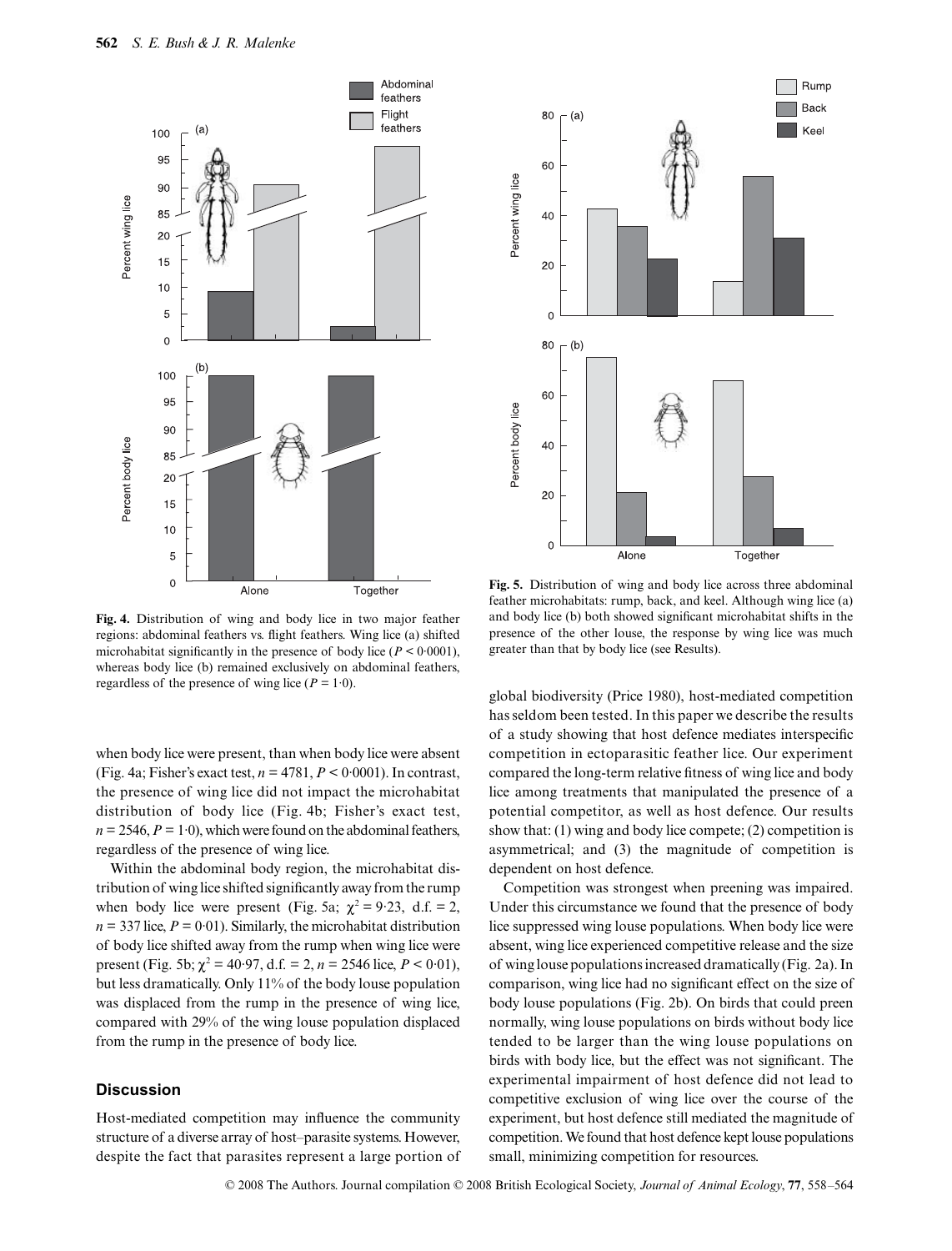**Fig. 4.** Distribution of wing and body lice in two major feather regions: abdominal feathers vs. flight feathers. Wing lice (a) shifted microhabitat significantly in the presence of body lice ($P < 0.0001$), whereas body lice (b) remained exclusively on abdominal feathers, regardless of the presence of wing lice ($P = 1.0$).

**Fig. 5.** Distribution of wing and body lice across three abdominal feather microhabitats: rump, back, and keel. Although wing lice (a) and body lice (b) both showed significant microhabitat shifts in the presence of the other louse, the response by wing lice was much greater than that by body lice (see Results).

when body lice were present, than when body lice were absent (Fig. 4a; Fisher's exact test, $n = 4781$, $P < 0.0001$). In contrast, the presence of wing lice did not impact the microhabitat distribution of body lice (Fig. 4b; Fisher's exact test, $n = 2546$, $P = 1.0$), which were found on the abdominal feathers, regardless of the presence of wing lice.

Within the abdominal body region, the microhabitat distribution of wing lice shifted significantly away from the rump when body lice were present (Fig. 5a; $\chi^2 = 9.23$, d.f. = 2, $n = 337$ lice, $P = 0.01$). Similarly, the microhabitat distribution of body lice shifted away from the rump when wing lice were present (Fig. 5b; $\chi^2 = 40.97$, d.f. = 2, $n = 2546$ lice, $P < 0.01$), but less dramatically. Only 11% of the body louse population was displaced from the rump in the presence of wing lice, compared with 29% of the wing louse population displaced from the rump in the presence of body lice.

## Discussion

Host-mediated competition may influence the community structure of a diverse array of host–parasite systems. However, despite the fact that parasites represent a large portion of global biodiversity (Price 1980), host-mediated competition has seldom been tested. In this paper we describe the results of a study showing that host defence mediates interspecific competition in ectoparasitic feather lice. Our experiment compared the long-term relative fitness of wing lice and body lice among treatments that manipulated the presence of a potential competitor, as well as host defence. Our results show that: (1) wing and body lice compete; (2) competition is asymmetrical; and (3) the magnitude of competition is dependent on host defence.

Competition was strongest when preening was impaired. Under this circumstance we found that the presence of body lice suppressed wing louse populations. When body lice were absent, wing lice experienced competitive release and the size of wing louse populations increased dramatically (Fig. 2a). In comparison, wing lice had no significant effect on the size of body louse populations (Fig. 2b). On birds that could preen normally, wing louse populations on birds without body lice tended to be larger than the wing louse populations on birds with body lice, but the effect was not significant. The experimental impairment of host defence did not lead to competitive exclusion of wing lice over the course of the experiment, but host defence still mediated the magnitude of competition. We found that host defence kept louse populations small, minimizing competition for resources.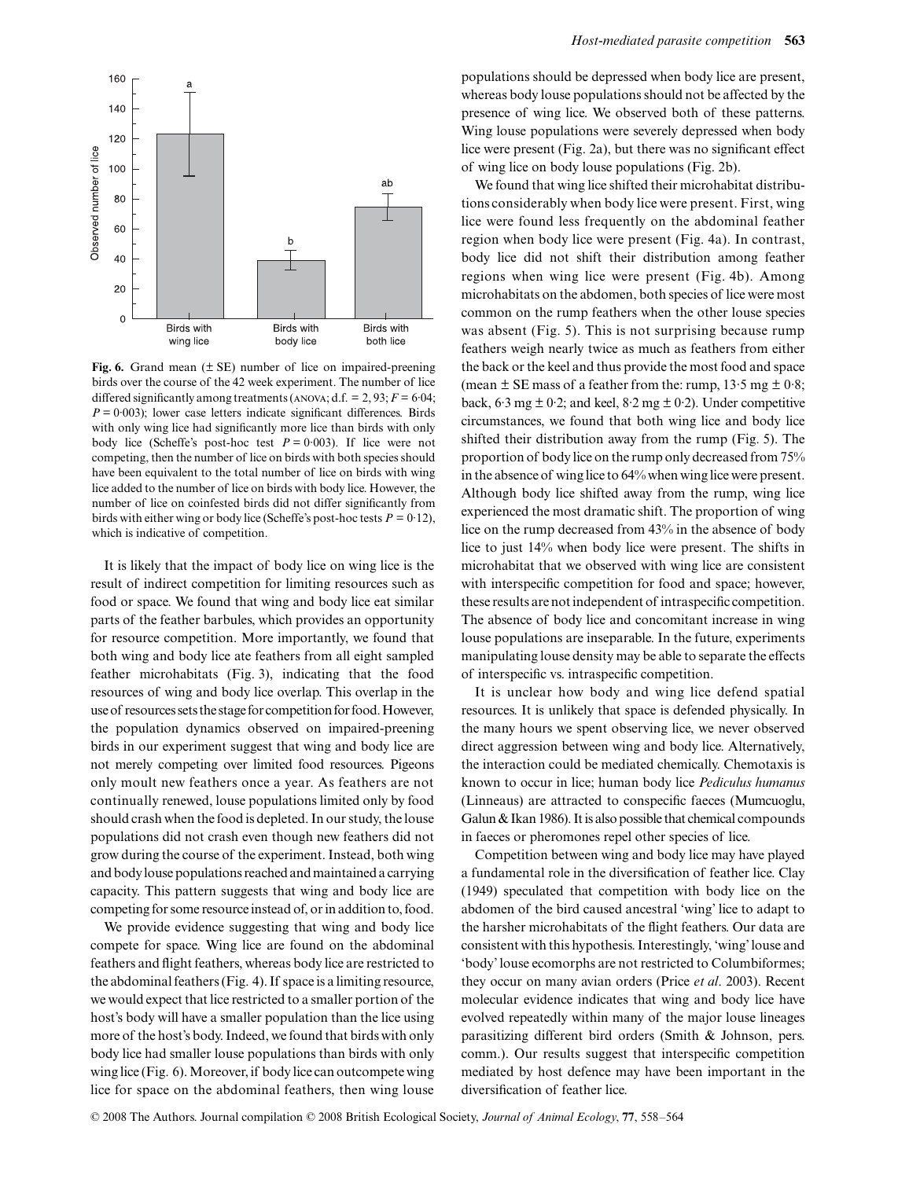160
140
120
100
80
60
40
20
0

Observed number of lice

a
b
ab

Birds with wing lice
Birds with body lice
Birds with both lice

**Fig. 6.** Grand mean (± SE) number of lice on impaired-preening birds over the course of the 42 week experiment. The number of lice differed significantly among treatments (ANOVA; d.f. = 2, 93; $F = 6{\cdot}04$; $P = 0{\cdot}003$); lower case letters indicate significant differences. Birds with only wing lice had significantly more lice than birds with only body lice (Scheffe's post-hoc test $P = 0{\cdot}003$). If lice were not competing, then the number of lice on birds with both species should have been equivalent to the total number of lice on birds with wing lice added to the number of lice on birds with body lice. However, the number of lice on coinfested birds did not differ significantly from birds with either wing or body lice (Scheffe's post-hoc tests $P = 0{\cdot}12$), which is indicative of competition.

It is likely that the impact of body lice on wing lice is the result of indirect competition for limiting resources such as food or space. We found that wing and body lice eat similar parts of the feather barbules, which provides an opportunity for resource competition. More importantly, we found that both wing and body lice ate feathers from all eight sampled feather microhabitats (Fig. 3), indicating that the food resources of wing and body lice overlap. This overlap in the use of resources sets the stage for competition for food. However, the population dynamics observed on impaired-preening birds in our experiment suggest that wing and body lice are not merely competing over limited food resources. Pigeons only moult new feathers once a year. As feathers are not continually renewed, louse populations limited only by food should crash when the food is depleted. In our study, the louse populations did not crash even though new feathers did not grow during the course of the experiment. Instead, both wing and body louse populations reached and maintained a carrying capacity. This pattern suggests that wing and body lice are competing for some resource instead of, or in addition to, food.

We provide evidence suggesting that wing and body lice compete for space. Wing lice are found on the abdominal feathers and flight feathers, whereas body lice are restricted to the abdominal feathers (Fig. 4). If space is a limiting resource, we would expect that lice restricted to a smaller portion of the host's body will have a smaller population than the lice using more of the host's body. Indeed, we found that birds with only body lice had smaller louse populations than birds with only wing lice (Fig. 6). Moreover, if body lice can outcompete wing lice for space on the abdominal feathers, then wing louse populations should be depressed when body lice are present, whereas body louse populations should not be affected by the presence of wing lice. We observed both of these patterns. Wing louse populations were severely depressed when body lice were present (Fig. 2a), but there was no significant effect of wing lice on body louse populations (Fig. 2b).

We found that wing lice shifted their microhabitat distributions considerably when body lice were present. First, wing lice were found less frequently on the abdominal feather region when body lice were present (Fig. 4a). In contrast, body lice did not shift their distribution among feather regions when wing lice were present (Fig. 4b). Among microhabitats on the abdomen, both species of lice were most common on the rump feathers when the other louse species was absent (Fig. 5). This is not surprising because rump feathers weigh nearly twice as much as feathers from either the back or the keel and thus provide the most food and space (mean ± SE mass of a feather from the: rump, 13·5 mg ± 0·8; back, 6·3 mg ± 0·2; and keel, 8·2 mg ± 0·2). Under competitive circumstances, we found that both wing lice and body lice shifted their distribution away from the rump (Fig. 5). The proportion of body lice on the rump only decreased from 75% in the absence of wing lice to 64% when wing lice were present. Although body lice shifted away from the rump, wing lice experienced the most dramatic shift. The proportion of wing lice on the rump decreased from 43% in the absence of body lice to just 14% when body lice were present. The shifts in microhabitat that we observed with wing lice are consistent with interspecific competition for food and space; however, these results are not independent of intraspecific competition. The absence of body lice and concomitant increase in wing louse populations are inseparable. In the future, experiments manipulating louse density may be able to separate the effects of interspecific vs. intraspecific competition.

It is unclear how body and wing lice defend spatial resources. It is unlikely that space is defended physically. In the many hours we spent observing lice, we never observed direct aggression between wing and body lice. Alternatively, the interaction could be mediated chemically. Chemotaxis is known to occur in lice; human body lice *Pediculus humanus* (Linneaus) are attracted to conspecific faeces (Mumcuoglu, Galun & Ikan 1986). It is also possible that chemical compounds in faeces or pheromones repel other species of lice.

Competition between wing and body lice may have played a fundamental role in the diversification of feather lice. Clay (1949) speculated that competition with body lice on the abdomen of the bird caused ancestral 'wing' lice to adapt to the harsher microhabitats of the flight feathers. Our data are consistent with this hypothesis. Interestingly, 'wing' louse and 'body' louse ecomorphs are not restricted to Columbiformes; they occur on many avian orders (Price *et al*. 2003). Recent molecular evidence indicates that wing and body lice have evolved repeatedly within many of the major louse lineages parasitizing different bird orders (Smith & Johnson, pers. comm.). Our results suggest that interspecific competition mediated by host defence may have been important in the diversification of feather lice.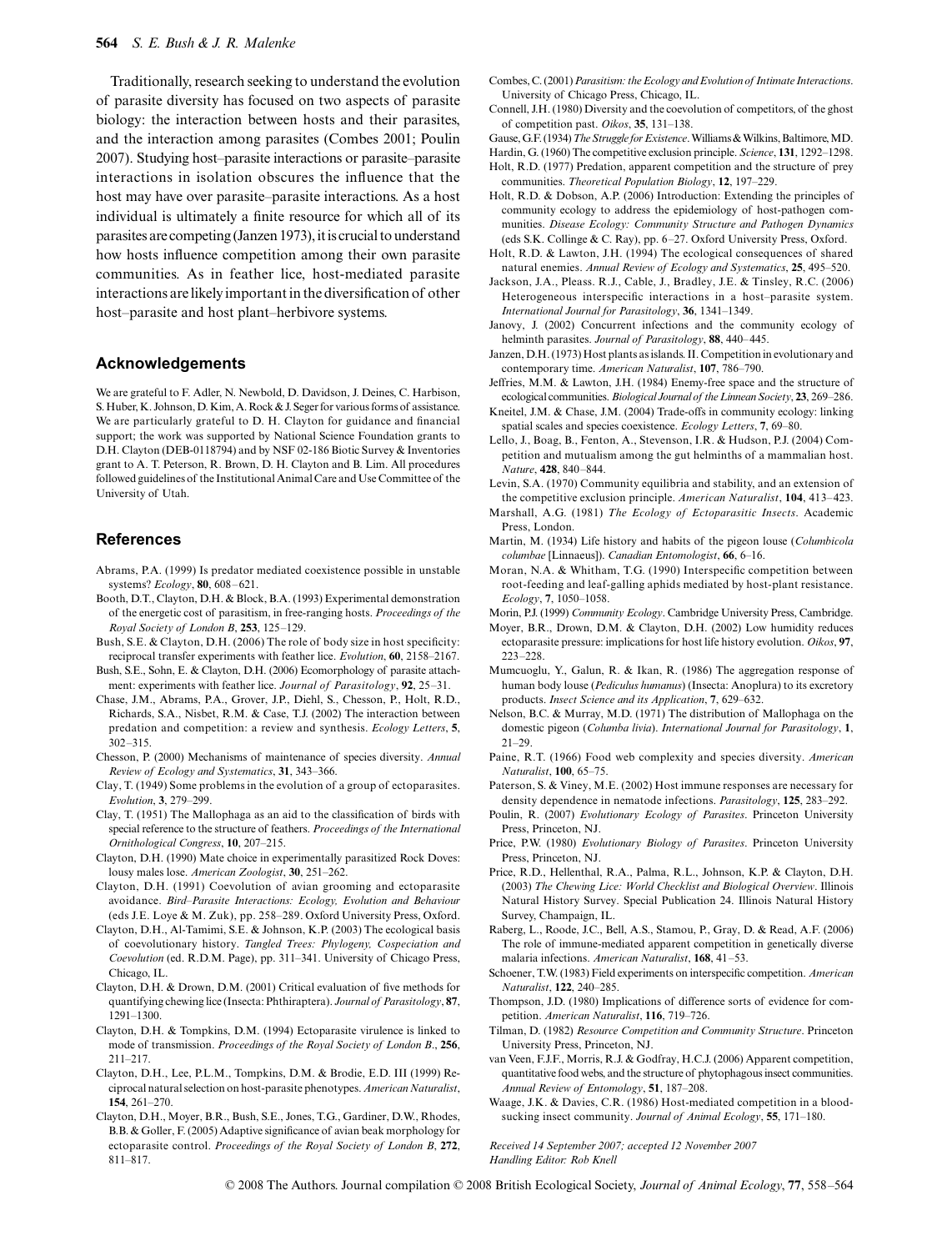Traditionally, research seeking to understand the evolution of parasite diversity has focused on two aspects of parasite biology: the interaction between hosts and their parasites, and the interaction among parasites (Combes 2001; Poulin 2007). Studying host–parasite interactions or parasite–parasite interactions in isolation obscures the influence that the host may have over parasite–parasite interactions. As a host individual is ultimately a finite resource for which all of its parasites are competing (Janzen 1973), it is crucial to understand how hosts influence competition among their own parasite communities. As in feather lice, host-mediated parasite interactions are likely important in the diversification of other host–parasite and host plant–herbivore systems.

## Acknowledgements

We are grateful to F. Adler, N. Newbold, D. Davidson, J. Deines, C. Harbison, S. Huber, K. Johnson, D. Kim, A. Rock & J. Seger for various forms of assistance. We are particularly grateful to D. H. Clayton for guidance and financial support; the work was supported by National Science Foundation grants to D.H. Clayton (DEB-0118794) and by NSF 02-186 Biotic Survey & Inventories grant to A. T. Peterson, R. Brown, D. H. Clayton and B. Lim. All procedures followed guidelines of the Institutional Animal Care and Use Committee of the University of Utah.

## References

Abrams, P.A. (1999) Is predator mediated coexistence possible in unstable systems? *Ecology*, **80**, 608–621.

Booth, D.T., Clayton, D.H. & Block, B.A. (1993) Experimental demonstration of the energetic cost of parasitism, in free-ranging hosts. *Proceedings of the Royal Society of London B*, **253**, 125–129.

Bush, S.E. & Clayton, D.H. (2006) The role of body size in host specificity: reciprocal transfer experiments with feather lice. *Evolution*, **60**, 2158–2167.

Bush, S.E., Sohn, E. & Clayton, D.H. (2006) Ecomorphology of parasite attachment: experiments with feather lice. *Journal of Parasitology*, **92**, 25–31.

Chase, J.M., Abrams, P.A., Grover, J.P., Diehl, S., Chesson, P., Holt, R.D., Richards, S.A., Nisbet, R.M. & Case, T.J. (2002) The interaction between predation and competition: a review and synthesis. *Ecology Letters*, **5**, 302–315.

Chesson, P. (2000) Mechanisms of maintenance of species diversity. *Annual Review of Ecology and Systematics*, **31**, 343–366.

Clay, T. (1949) Some problems in the evolution of a group of ectoparasites. *Evolution*, **3**, 279–299.

Clay, T. (1951) The Mallophaga as an aid to the classification of birds with special reference to the structure of feathers. *Proceedings of the International Ornithological Congress*, **10**, 207–215.

Clayton, D.H. (1990) Mate choice in experimentally parasitized Rock Doves: lousy males lose. *American Zoologist*, **30**, 251–262.

Clayton, D.H. (1991) Coevolution of avian grooming and ectoparasite avoidance. *Bird–Parasite Interactions: Ecology, Evolution and Behaviour* (eds J.E. Loye & M. Zuk), pp. 258–289. Oxford University Press, Oxford.

Clayton, D.H., Al-Tamimi, S.E. & Johnson, K.P. (2003) The ecological basis of coevolutionary history. *Tangled Trees: Phylogeny, Cospeciation and Coevolution* (ed. R.D.M. Page), pp. 311–341. University of Chicago Press, Chicago, IL.

Clayton, D.H. & Drown, D.M. (2001) Critical evaluation of five methods for quantifying chewing lice (Insecta: Phthiraptera). *Journal of Parasitology*, **87**, 1291–1300.

Clayton, D.H. & Tompkins, D.M. (1994) Ectoparasite virulence is linked to mode of transmission. *Proceedings of the Royal Society of London B.*, **256**, 211–217.

Clayton, D.H., Lee, P.L.M., Tompkins, D.M. & Brodie, E.D. III (1999) Reciprocal natural selection on host-parasite phenotypes. *American Naturalist*, **154**, 261–270.

Clayton, D.H., Moyer, B.R., Bush, S.E., Jones, T.G., Gardiner, D.W., Rhodes, B.B. & Goller, F. (2005) Adaptive significance of avian beak morphology for ectoparasite control. *Proceedings of the Royal Society of London B*, **272**, 811–817.

Combes, C. (2001) *Parasitism: the Ecology and Evolution of Intimate Interactions*. University of Chicago Press, Chicago, IL.

Connell, J.H. (1980) Diversity and the coevolution of competitors, of the ghost of competition past. *Oikos*, **35**, 131–138.

Gause, G.F. (1934) *The Struggle for Existence*. Williams & Wilkins, Baltimore, MD.

Hardin, G. (1960) The competitive exclusion principle. *Science*, **131**, 1292–1298.

Holt, R.D. (1977) Predation, apparent competition and the structure of prey communities. *Theoretical Population Biology*, **12**, 197–229.

Holt, R.D. & Dobson, A.P. (2006) Introduction: Extending the principles of community ecology to address the epidemiology of host-pathogen communities. *Disease Ecology: Community Structure and Pathogen Dynamics* (eds S.K. Collinge & C. Ray), pp. 6–27. Oxford University Press, Oxford.

Holt, R.D. & Lawton, J.H. (1994) The ecological consequences of shared natural enemies. *Annual Review of Ecology and Systematics*, **25**, 495–520.

Jackson, J.A., Pleass. R.J., Cable, J., Bradley, J.E. & Tinsley, R.C. (2006) Heterogeneous interspecific interactions in a host–parasite system. *International Journal for Parasitology*, **36**, 1341–1349.

Janovy, J. (2002) Concurrent infections and the community ecology of helminth parasites. *Journal of Parasitology*, **88**, 440–445.

Janzen, D.H. (1973) Host plants as islands. II. Competition in evolutionary and contemporary time. *American Naturalist*, **107**, 786–790.

Jeffries, M.M. & Lawton, J.H. (1984) Enemy-free space and the structure of ecological communities. *Biological Journal of the Linnean Society*, **23**, 269–286.

Kneitel, J.M. & Chase, J.M. (2004) Trade-offs in community ecology: linking spatial scales and species coexistence. *Ecology Letters*, **7**, 69–80.

Lello, J., Boag, B., Fenton, A., Stevenson, I.R. & Hudson, P.J. (2004) Competition and mutualism among the gut helminths of a mammalian host. *Nature*, **428**, 840–844.

Levin, S.A. (1970) Community equilibria and stability, and an extension of the competitive exclusion principle. *American Naturalist*, **104**, 413–423.

Marshall, A.G. (1981) *The Ecology of Ectoparasitic Insects*. Academic Press, London.

Martin, M. (1934) Life history and habits of the pigeon louse (*Columbicola columbae* [Linnaeus]). *Canadian Entomologist*, **66**, 6–16.

Moran, N.A. & Whitham, T.G. (1990) Interspecific competition between root-feeding and leaf-galling aphids mediated by host-plant resistance. *Ecology*, **7**, 1050–1058.

Morin, P.J. (1999) *Community Ecology*. Cambridge University Press, Cambridge.

Moyer, B.R., Drown, D.M. & Clayton, D.H. (2002) Low humidity reduces ectoparasite pressure: implications for host life history evolution. *Oikos*, **97**, 223–228.

Mumcuoglu, Y., Galun, R. & Ikan, R. (1986) The aggregation response of human body louse (*Pediculus humanus*) (Insecta: Anoplura) to its excretory products. *Insect Science and its Application*, **7**, 629–632.

Nelson, B.C. & Murray, M.D. (1971) The distribution of Mallophaga on the domestic pigeon (*Columba livia*). *International Journal for Parasitology*, **1**, 21–29.

Paine, R.T. (1966) Food web complexity and species diversity. *American Naturalist*, **100**, 65–75.

Paterson, S. & Viney, M.E. (2002) Host immune responses are necessary for density dependence in nematode infections. *Parasitology*, **125**, 283–292.

Poulin, R. (2007) *Evolutionary Ecology of Parasites*. Princeton University Press, Princeton, NJ.

Price, P.W. (1980) *Evolutionary Biology of Parasites*. Princeton University Press, Princeton, NJ.

Price, R.D., Hellenthal, R.A., Palma, R.L., Johnson, K.P. & Clayton, D.H. (2003) *The Chewing Lice: World Checklist and Biological Overview*. Illinois Natural History Survey. Special Publication 24. Illinois Natural History Survey, Champaign, IL.

Raberg, L., Roode, J.C., Bell, A.S., Stamou, P., Gray, D. & Read, A.F. (2006) The role of immune-mediated apparent competition in genetically diverse malaria infections. *American Naturalist*, **168**, 41–53.

Schoener, T.W. (1983) Field experiments on interspecific competition. *American Naturalist*, **122**, 240–285.

Thompson, J.D. (1980) Implications of difference sorts of evidence for competition. *American Naturalist*, **116**, 719–726.

Tilman, D. (1982) *Resource Competition and Community Structure*. Princeton University Press, Princeton, NJ.

van Veen, F.J.F., Morris, R.J. & Godfray, H.C.J. (2006) Apparent competition, quantitative food webs, and the structure of phytophagous insect communities. *Annual Review of Entomology*, **51**, 187–208.

Waage, J.K. & Davies, C.R. (1986) Host-mediated competition in a blood-sucking insect community. *Journal of Animal Ecology*, **55**, 171–180.

*Received 14 September 2007; accepted 12 November 2007*
*Handling Editor: Rob Knell*